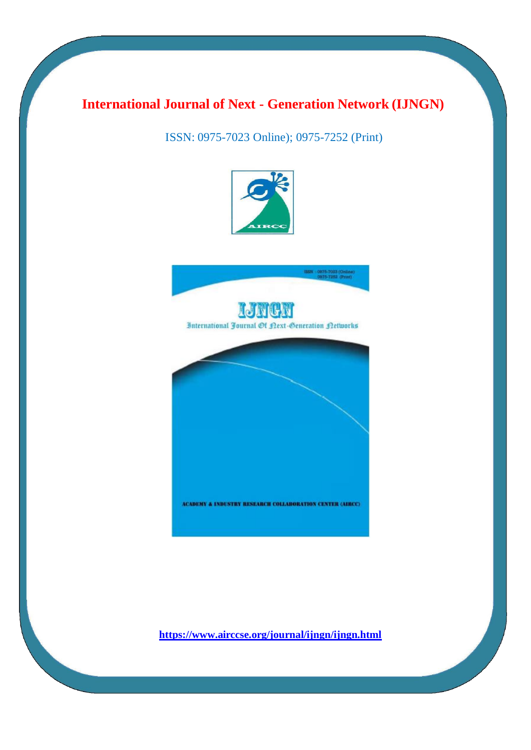# International Journal of Next - Generation Network (IJNGN)

ISSN: 0975-7023 Online); 0975-7252 (Print)

**https://www.airccse.org/journal/ijngn/ijngn.html**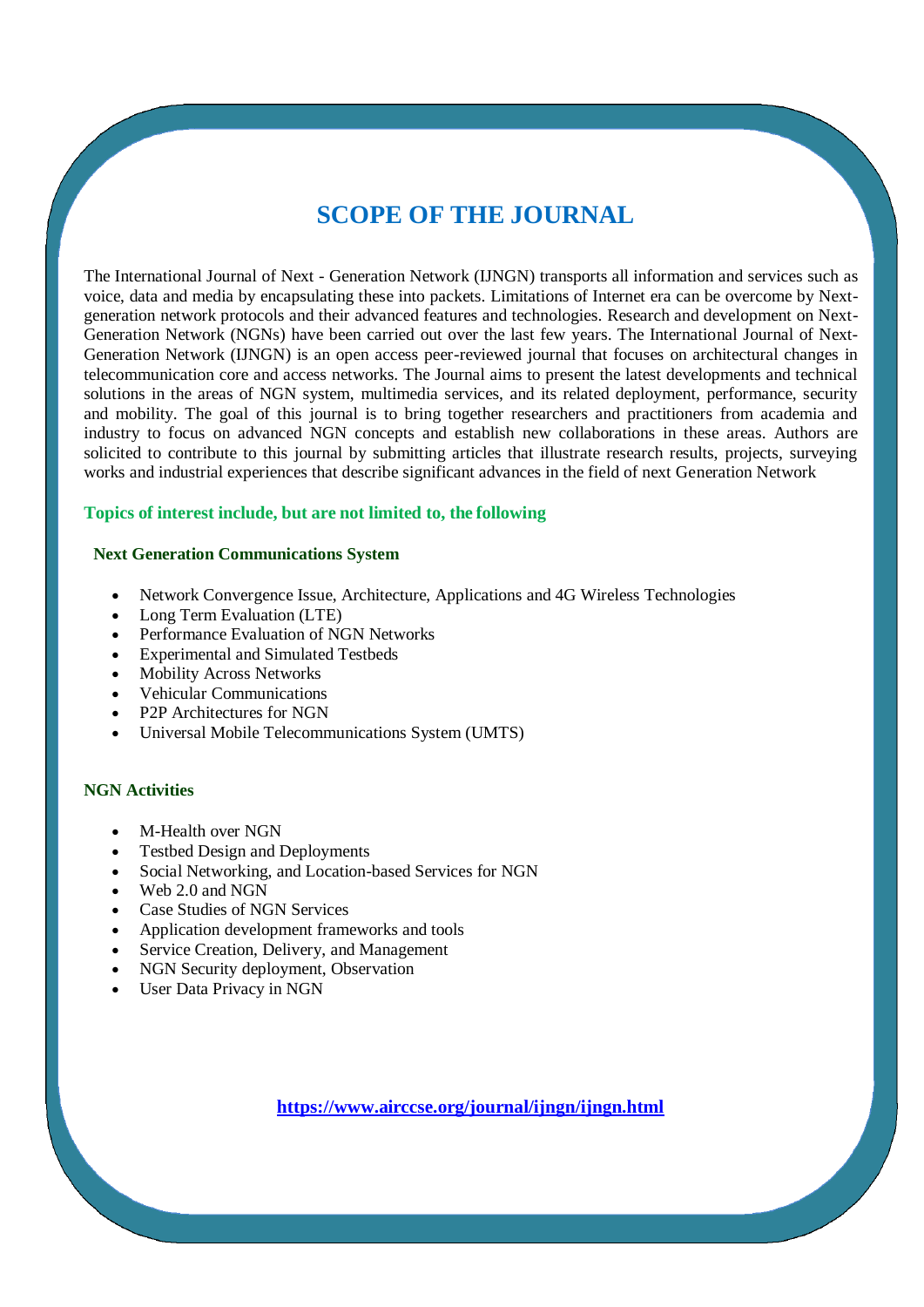# SCOPE OF THE JOURNAL

The International Journal of Next - Generation Network (IJNGN) transports all information and services such as voice, data and media by encapsulating these into packets. Limitations of Internet era can be overcome by Next-generation network protocols and their advanced features and technologies. Research and development on Next-Generation Network (NGNs) have been carried out over the last few years. The International Journal of Next-Generation Network (IJNGN) is an open access peer-reviewed journal that focuses on architectural changes in telecommunication core and access networks. The Journal aims to present the latest developments and technical solutions in the areas of NGN system, multimedia services, and its related deployment, performance, security and mobility. The goal of this journal is to bring together researchers and practitioners from academia and industry to focus on advanced NGN concepts and establish new collaborations in these areas. Authors are solicited to contribute to this journal by submitting articles that illustrate research results, projects, surveying works and industrial experiences that describe significant advances in the field of next Generation Network

## Topics of interest include, but are not limited to, the following

### Next Generation Communications System

- Network Convergence Issue, Architecture, Applications and 4G Wireless Technologies
- Long Term Evaluation (LTE)
- Performance Evaluation of NGN Networks
- Experimental and Simulated Testbeds
- Mobility Across Networks
- Vehicular Communications
- P2P Architectures for NGN
- Universal Mobile Telecommunications System (UMTS)

### NGN Activities

- M-Health over NGN
- Testbed Design and Deployments
- Social Networking, and Location-based Services for NGN
- Web 2.0 and NGN
- Case Studies of NGN Services
- Application development frameworks and tools
- Service Creation, Delivery, and Management
- NGN Security deployment, Observation
- User Data Privacy in NGN

**https://www.airccse.org/journal/ijngn/ijngn.html**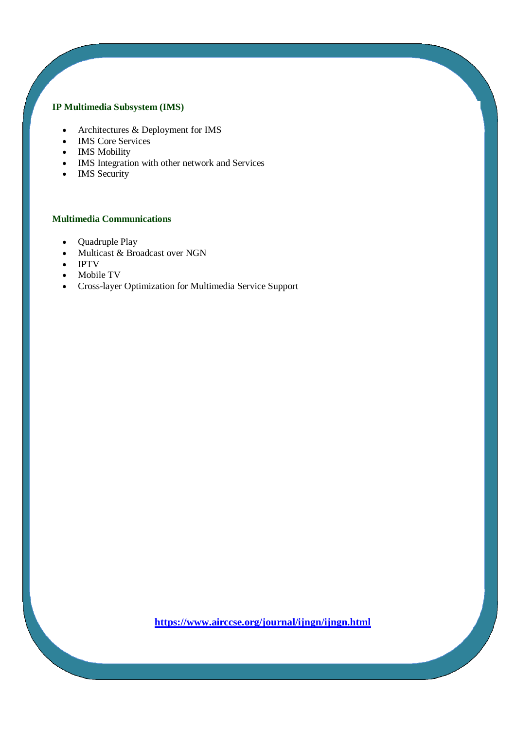### IP Multimedia Subsystem (IMS)

- Architectures & Deployment for IMS
- IMS Core Services
- IMS Mobility
- IMS Integration with other network and Services
- IMS Security

### Multimedia Communications

- Quadruple Play
- Multicast & Broadcast over NGN
- IPTV
- Mobile TV
- Cross-layer Optimization for Multimedia Service Support

**https://www.airccse.org/journal/ijngn/ijngn.html**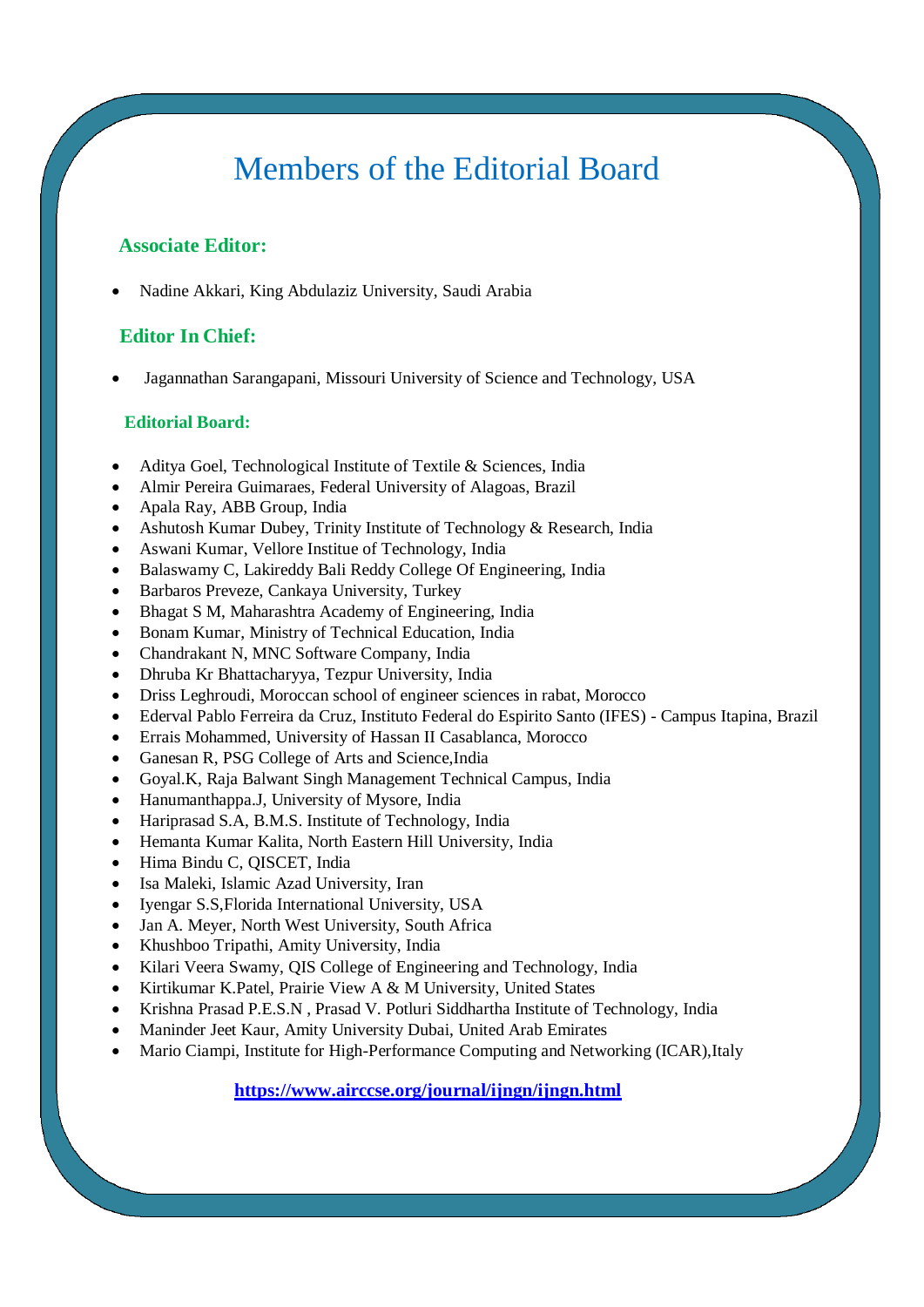# Members of the Editorial Board

### Associate Editor:

- Nadine Akkari, King Abdulaziz University, Saudi Arabia

### Editor In Chief:

- Jagannathan Sarangapani, Missouri University of Science and Technology, USA

### Editorial Board:

- Aditya Goel, Technological Institute of Textile & Sciences, India
- Almir Pereira Guimaraes, Federal University of Alagoas, Brazil
- Apala Ray, ABB Group, India
- Ashutosh Kumar Dubey, Trinity Institute of Technology & Research, India
- Aswani Kumar, Vellore Institue of Technology, India
- Balaswamy C, Lakireddy Bali Reddy College Of Engineering, India
- Barbaros Preveze, Cankaya University, Turkey
- Bhagat S M, Maharashtra Academy of Engineering, India
- Bonam Kumar, Ministry of Technical Education, India
- Chandrakant N, MNC Software Company, India
- Dhruba Kr Bhattacharyya, Tezpur University, India
- Driss Leghroudi, Moroccan school of engineer sciences in rabat, Morocco
- Ederval Pablo Ferreira da Cruz, Instituto Federal do Espirito Santo (IFES) - Campus Itapina, Brazil
- Errais Mohammed, University of Hassan II Casablanca, Morocco
- Ganesan R, PSG College of Arts and Science,India
- Goyal.K, Raja Balwant Singh Management Technical Campus, India
- Hanumanthappa.J, University of Mysore, India
- Hariprasad S.A, B.M.S. Institute of Technology, India
- Hemanta Kumar Kalita, North Eastern Hill University, India
- Hima Bindu C, QISCET, India
- Isa Maleki, Islamic Azad University, Iran
- Iyengar S.S,Florida International University, USA
- Jan A. Meyer, North West University, South Africa
- Khushboo Tripathi, Amity University, India
- Kilari Veera Swamy, QIS College of Engineering and Technology, India
- Kirtikumar K.Patel, Prairie View A & M University, United States
- Krishna Prasad P.E.S.N , Prasad V. Potluri Siddhartha Institute of Technology, India
- Maninder Jeet Kaur, Amity University Dubai, United Arab Emirates
- Mario Ciampi, Institute for High-Performance Computing and Networking (ICAR),Italy

**https://www.airccse.org/journal/ijngn/ijngn.html**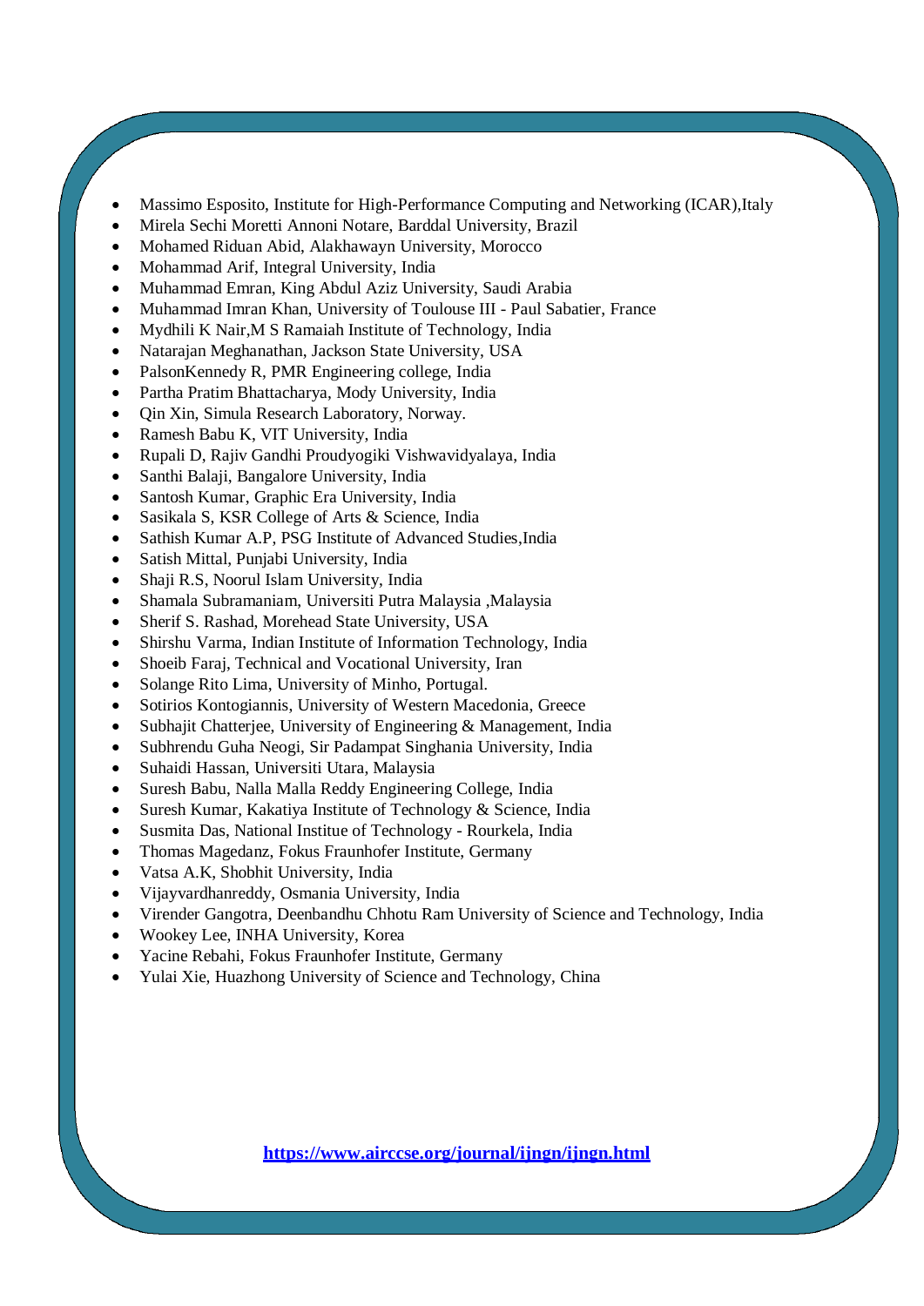- Massimo Esposito, Institute for High-Performance Computing and Networking (ICAR),Italy
- Mirela Sechi Moretti Annoni Notare, Barddal University, Brazil
- Mohamed Riduan Abid, Alakhawayn University, Morocco
- Mohammad Arif, Integral University, India
- Muhammad Emran, King Abdul Aziz University, Saudi Arabia
- Muhammad Imran Khan, University of Toulouse III - Paul Sabatier, France
- Mydhili K Nair,M S Ramaiah Institute of Technology, India
- Natarajan Meghanathan, Jackson State University, USA
- PalsonKennedy R, PMR Engineering college, India
- Partha Pratim Bhattacharya, Mody University, India
- Qin Xin, Simula Research Laboratory, Norway.
- Ramesh Babu K, VIT University, India
- Rupali D, Rajiv Gandhi Proudyogiki Vishwavidyalaya, India
- Santhi Balaji, Bangalore University, India
- Santosh Kumar, Graphic Era University, India
- Sasikala S, KSR College of Arts & Science, India
- Sathish Kumar A.P, PSG Institute of Advanced Studies,India
- Satish Mittal, Punjabi University, India
- Shaji R.S, Noorul Islam University, India
- Shamala Subramaniam, Universiti Putra Malaysia ,Malaysia
- Sherif S. Rashad, Morehead State University, USA
- Shirshu Varma, Indian Institute of Information Technology, India
- Shoeib Faraj, Technical and Vocational University, Iran
- Solange Rito Lima, University of Minho, Portugal.
- Sotirios Kontogiannis, University of Western Macedonia, Greece
- Subhajit Chatterjee, University of Engineering & Management, India
- Subhrendu Guha Neogi, Sir Padampat Singhania University, India
- Suhaidi Hassan, Universiti Utara, Malaysia
- Suresh Babu, Nalla Malla Reddy Engineering College, India
- Suresh Kumar, Kakatiya Institute of Technology & Science, India
- Susmita Das, National Institue of Technology - Rourkela, India
- Thomas Magedanz, Fokus Fraunhofer Institute, Germany
- Vatsa A.K, Shobhit University, India
- Vijayvardhanreddy, Osmania University, India
- Virender Gangotra, Deenbandhu Chhotu Ram University of Science and Technology, India
- Wookey Lee, INHA University, Korea
- Yacine Rebahi, Fokus Fraunhofer Institute, Germany
- Yulai Xie, Huazhong University of Science and Technology, China

**https://www.airccse.org/journal/ijngn/ijngn.html**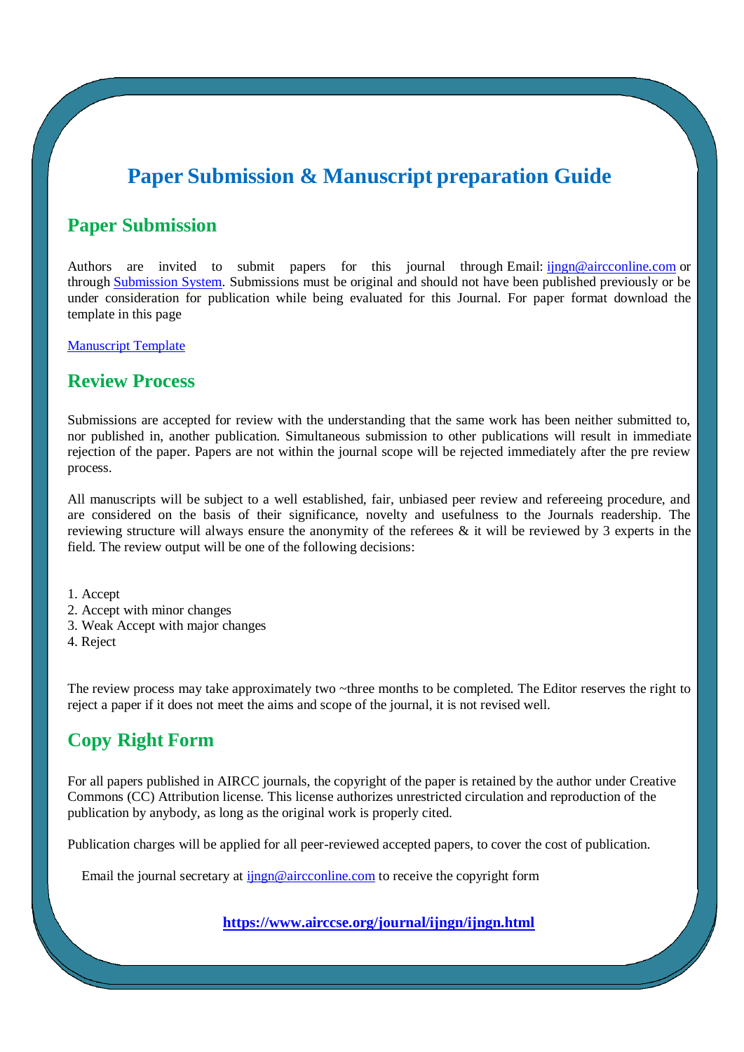# Paper Submission & Manuscript preparation Guide

## Paper Submission

Authors are invited to submit papers for this journal through Email: ijngn@aircconline.com or through Submission System. Submissions must be original and should not have been published previously or be under consideration for publication while being evaluated for this Journal. For paper format download the template in this page

Manuscript Template

## Review Process

Submissions are accepted for review with the understanding that the same work has been neither submitted to, nor published in, another publication. Simultaneous submission to other publications will result in immediate rejection of the paper. Papers are not within the journal scope will be rejected immediately after the pre review process.

All manuscripts will be subject to a well established, fair, unbiased peer review and refereeing procedure, and are considered on the basis of their significance, novelty and usefulness to the Journals readership. The reviewing structure will always ensure the anonymity of the referees & it will be reviewed by 3 experts in the field. The review output will be one of the following decisions:

1. Accept
2. Accept with minor changes
3. Weak Accept with major changes
4. Reject

The review process may take approximately two ~three months to be completed. The Editor reserves the right to reject a paper if it does not meet the aims and scope of the journal, it is not revised well.

## Copy Right Form

For all papers published in AIRCC journals, the copyright of the paper is retained by the author under Creative Commons (CC) Attribution license. This license authorizes unrestricted circulation and reproduction of the publication by anybody, as long as the original work is properly cited.

Publication charges will be applied for all peer-reviewed accepted papers, to cover the cost of publication.

Email the journal secretary at ijngn@aircconline.com to receive the copyright form

**https://www.airccse.org/journal/ijngn/ijngn.html**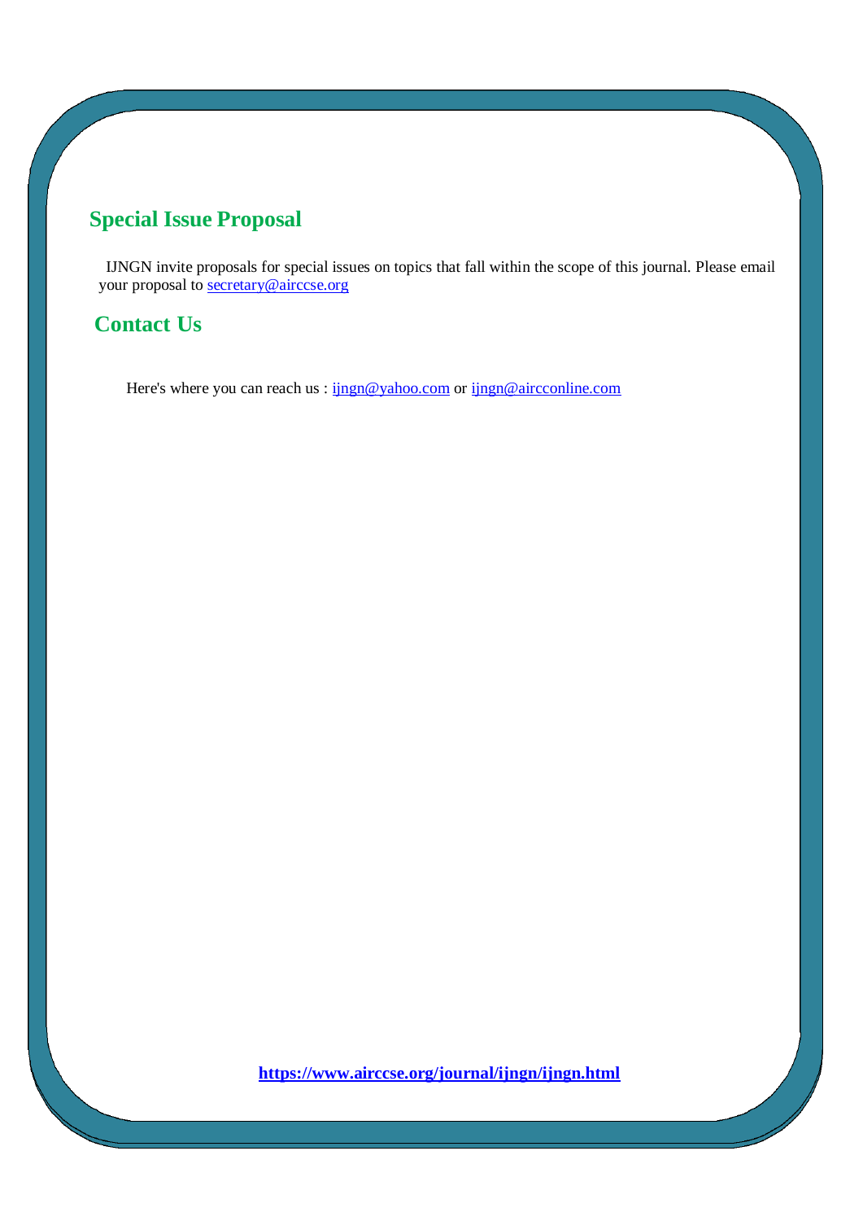## Special Issue Proposal

IJNGN invite proposals for special issues on topics that fall within the scope of this journal. Please email your proposal to secretary@airccse.org

## Contact Us

Here's where you can reach us : ijngn@yahoo.com or ijngn@aircconline.com

**https://www.airccse.org/journal/ijngn/ijngn.html**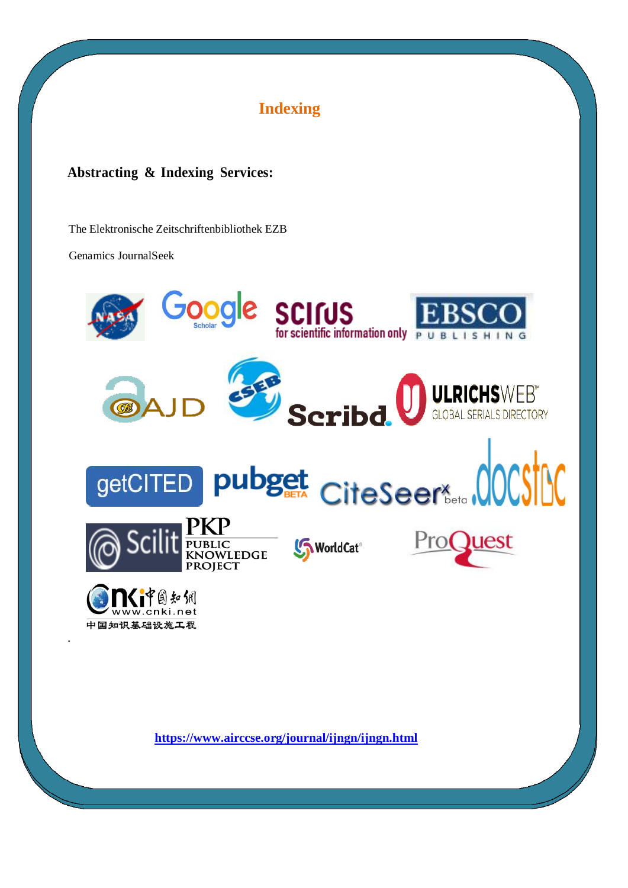# Indexing

**Abstracting & Indexing Services:**

The Elektronische Zeitschriftenbibliothek EZB

Genamics JournalSeek

.

**https://www.airccse.org/journal/ijngn/ijngn.html**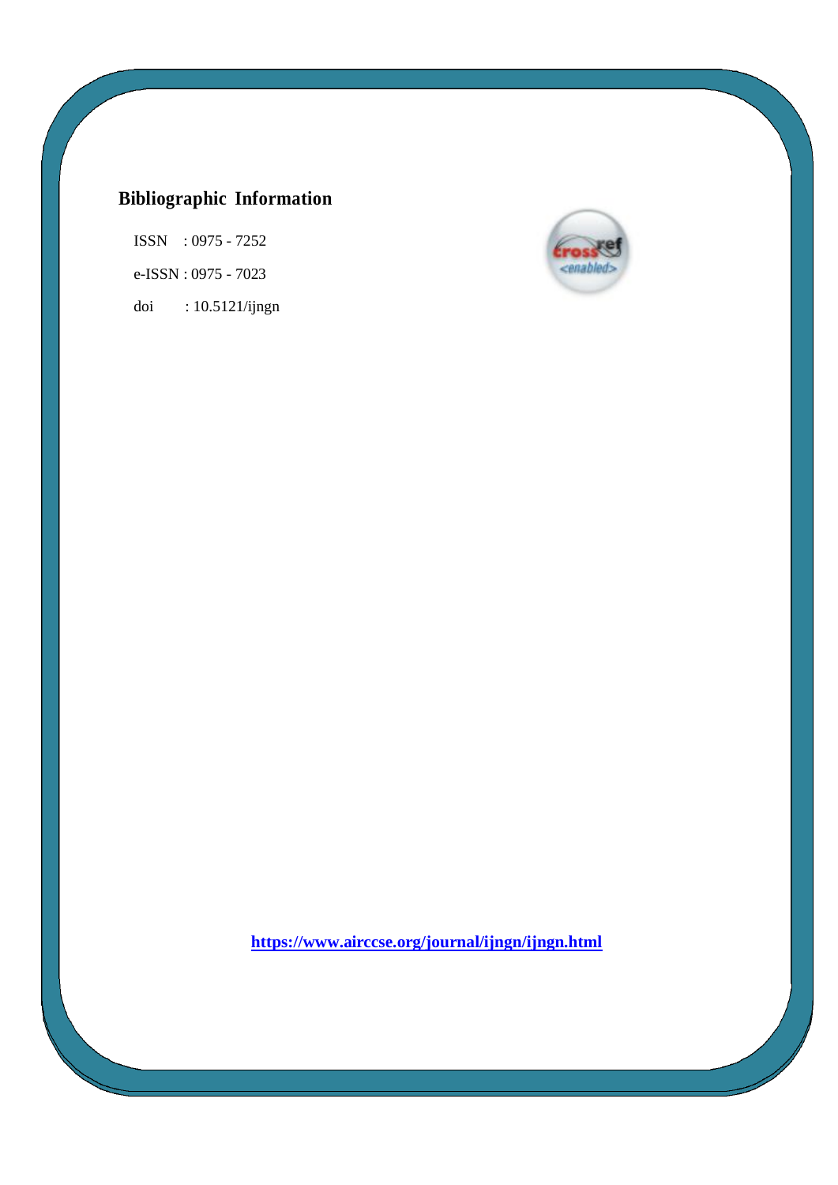## Bibliographic Information

ISSN : 0975 - 7252

e-ISSN : 0975 - 7023

doi : 10.5121/ijngn

**https://www.airccse.org/journal/ijngn/ijngn.html**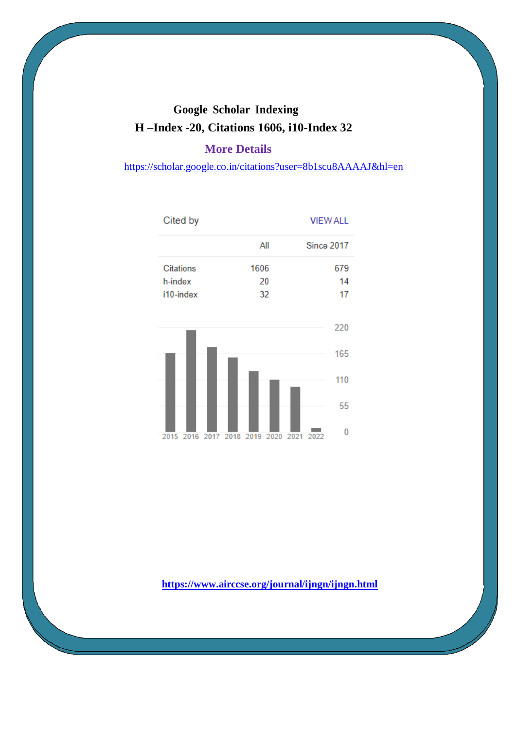**Google Scholar Indexing**

**H –Index -20, Citations 1606, i10-Index 32**

**More Details**

https://scholar.google.co.in/citations?user=8b1scu8AAAAJ&hl=en

Cited by VIEW ALL

| | All | Since 2017 |
|---|---|---|
| Citations | 1606 | 679 |
| h-index | 20 | 14 |
| i10-index | 32 | 17 |

220
165
110
55
0

2015 2016 2017 2018 2019 2020 2021 2022

**https://www.airccse.org/journal/ijngn/ijngn.html**